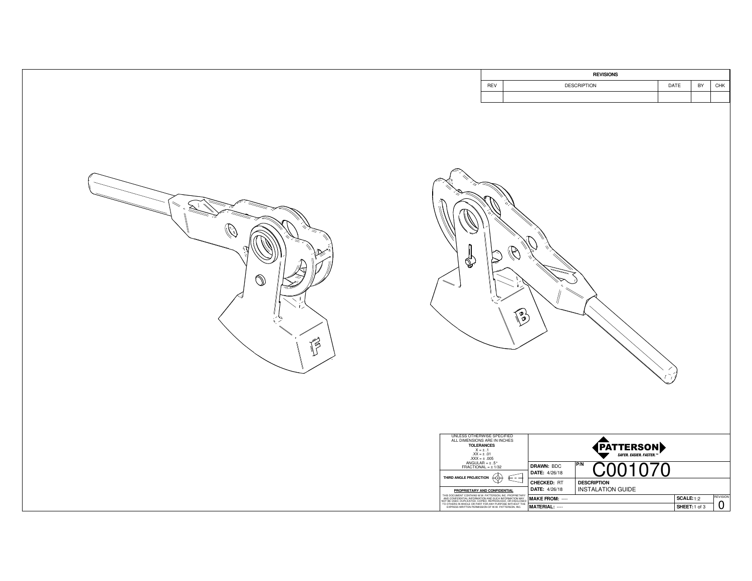| REVISIONS | | | | |
|---|---|---|---|---|
| REV | DESCRIPTION | DATE | BY | CHK |
| | | | | |

F

B

UNLESS OTHERWISE SPECIFIED
ALL DIMENSIONS ARE IN INCHES

**TOLERANCES**
X = ± .1
.XX = ± .01
.XXX = ± .005
ANGULAR = ± .5°
FRACTIONAL = ± 1/32

**THIRD ANGLE PROJECTION**

**PROPRIETARY AND CONFIDENTIAL**

THIS DOCUMENT CONTAINS W.W. PATTERSON, INC. PROPRIETARY AND CONFIDENTIAL INFORMATION AND SUCH INFORMATION MAY NOT BE USED, DUPLICATED, COPIED, REPRODUCED, OR DISCLOSED TO OTHERS IN WHOLE OR PART FOR ANY PURPOSE WITHOUT THE EXPRESS WRITTEN PERMISSION OF W.W. PATTERSON, INC.

**PATTERSON**
SAFER. EASIER. FASTER.™

| | | | |
|---|---|---|---|
| **DRAWN:** BDC | **P/N** C001070 | | |
| **DATE:** 4/26/18 | | | |
| **CHECKED:** RT | **DESCRIPTION** | | |
| **DATE:** 4/26/18 | INSTALATION GUIDE | | |
| **MAKE FROM:** ---- | | **SCALE:** 1:2 | REVISION 0 |
| **MATERIAL:** ---- | | **SHEET:** 1 of 3 | |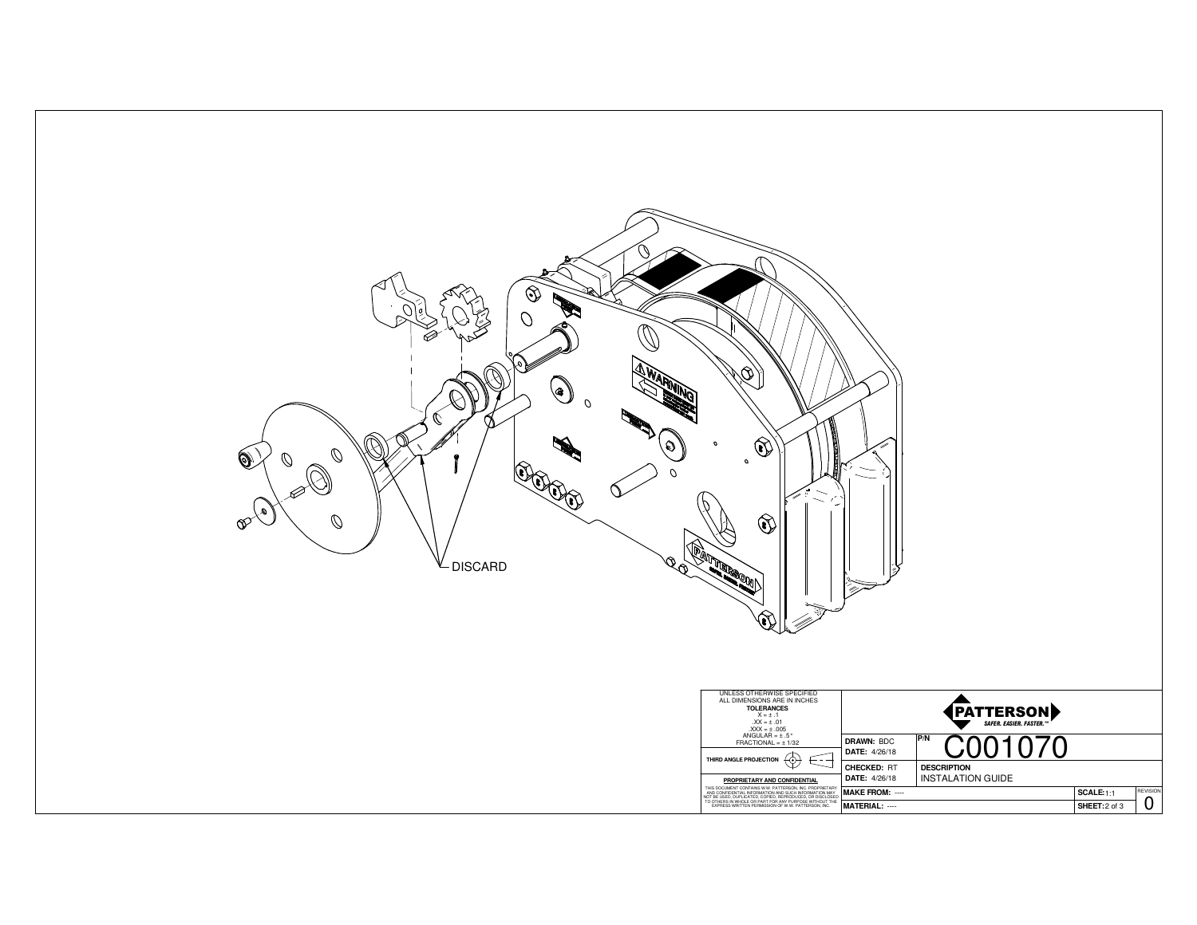DISCARD

| | | | | |
|---|---|---|---|---|
| UNLESS OTHERWISE SPECIFIED ALL DIMENSIONS ARE IN INCHES **TOLERANCES** X = ± .1 .XX = ± .01 .XXX = ± .005 ANGULAR = ± .5° FRACTIONAL = ± 1/32 | **PATTERSON** SAFER. EASIER. FASTER.™ | | | |
| | **DRAWN:** BDC **DATE:** 4/26/18 | **P/N** C001070 | | |
| **THIRD ANGLE PROJECTION** | **CHECKED:** RT **DATE:** 4/26/18 | **DESCRIPTION** INSTALATION GUIDE | | |
| **PROPRIETARY AND CONFIDENTIAL** THIS DOCUMENT CONTAINS W.W. PATTERSON, INC. PROPRIETARY AND CONFIDENTIAL INFORMATION AND SUCH INFORMATION MAY NOT BE USED, DUPLICATED, COPIED, REPRODUCED, OR DISCLOSED TO OTHERS IN WHOLE OR PART FOR ANY PURPOSE WITHOUT THE EXPRESS WRITTEN PERMISSION OF W.W. PATTERSON, INC. | **MAKE FROM:** ---- | | **SCALE:** 1:1 | REVISION 0 |
| | **MATERIAL:** ---- | | **SHEET:** 2 of 3 | |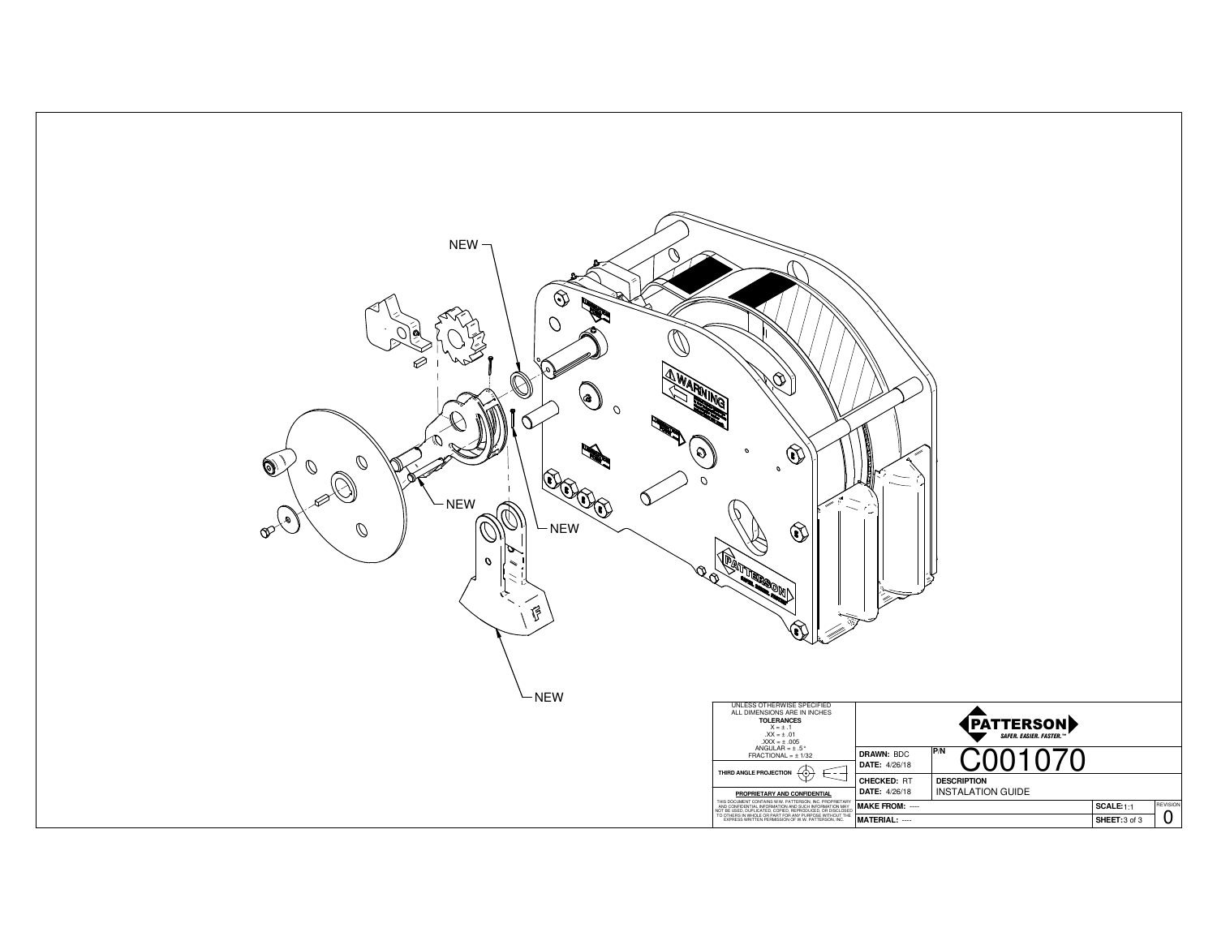NEW

NEW

NEW

NEW

| | | |
|---|---|---|
| UNLESS OTHERWISE SPECIFIED ALL DIMENSIONS ARE IN INCHES **TOLERANCES** X = ± .1 .XX = ± .01 .XXX = ± .005 ANGULAR = ± .5° FRACTIONAL = ± 1/32 | **DRAWN:** BDC **DATE:** 4/26/18 | **P/N** C001070 |
| THIRD ANGLE PROJECTION | **CHECKED:** RT **DATE:** 4/26/18 | **DESCRIPTION** INSTALATION GUIDE |
| **PROPRIETARY AND CONFIDENTIAL** THIS DOCUMENT CONTAINS W.W. PATTERSON, INC. PROPRIETARY AND CONFIDENTIAL INFORMATION AND SUCH INFORMATION MAY NOT BE USED, DUPLICATED, COPIED, REPRODUCED, OR DISCLOSED TO OTHERS IN WHOLE OR PART FOR ANY PURPOSE WITHOUT THE EXPRESS WRITTEN PERMISSION OF W.W. PATTERSON, INC. | **MAKE FROM:** ---- **MATERIAL:** ---- | **SCALE:** 1:1 **SHEET:** 3 of 3 REVISION 0 |

PATTERSON SAFER. EASIER. FASTER.™